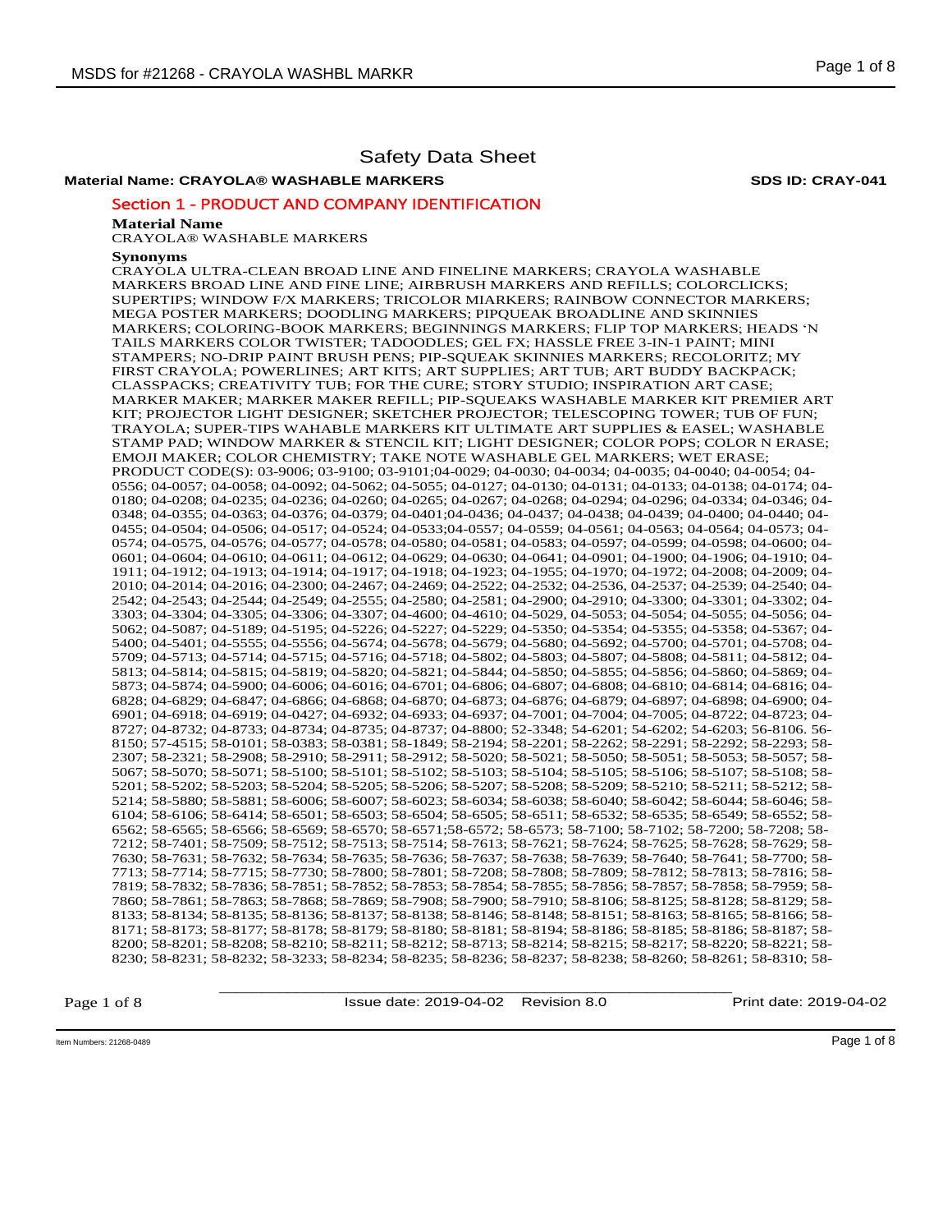# Safety Data Sheet

**Material Name: CRAYOLA® WASHABLE MARKERS** **SDS ID: CRAY-041**

## Section 1 - PRODUCT AND COMPANY IDENTIFICATION

**Material Name**

CRAYOLA® WASHABLE MARKERS

**Synonyms**

CRAYOLA ULTRA-CLEAN BROAD LINE AND FINELINE MARKERS; CRAYOLA WASHABLE MARKERS BROAD LINE AND FINE LINE; AIRBRUSH MARKERS AND REFILLS; COLORCLICKS; SUPERTIPS; WINDOW F/X MARKERS; TRICOLOR MIARKERS; RAINBOW CONNECTOR MARKERS; MEGA POSTER MARKERS; DOODLING MARKERS; PIPQUEAK BROADLINE AND SKINNIES MARKERS; COLORING-BOOK MARKERS; BEGINNINGS MARKERS; FLIP TOP MARKERS; HEADS 'N TAILS MARKERS COLOR TWISTER; TADOODLES; GEL FX; HASSLE FREE 3-IN-1 PAINT; MINI STAMPERS; NO-DRIP PAINT BRUSH PENS; PIP-SQUEAK SKINNIES MARKERS; RECOLORITZ; MY FIRST CRAYOLA; POWERLINES; ART KITS; ART SUPPLIES; ART TUB; ART BUDDY BACKPACK; CLASSPACKS; CREATIVITY TUB; FOR THE CURE; STORY STUDIO; INSPIRATION ART CASE; MARKER MAKER; MARKER MAKER REFILL; PIP-SQUEAKS WASHABLE MARKER KIT PREMIER ART KIT; PROJECTOR LIGHT DESIGNER; SKETCHER PROJECTOR; TELESCOPING TOWER; TUB OF FUN; TRAYOLA; SUPER-TIPS WAHABLE MARKERS KIT ULTIMATE ART SUPPLIES & EASEL; WASHABLE STAMP PAD; WINDOW MARKER & STENCIL KIT; LIGHT DESIGNER; COLOR POPS; COLOR N ERASE; EMOJI MAKER; COLOR CHEMISTRY; TAKE NOTE WASHABLE GEL MARKERS; WET ERASE; PRODUCT CODE(S): 03-9006; 03-9100; 03-9101;04-0029; 04-0030; 04-0034; 04-0035; 04-0040; 04-0054; 04-0556; 04-0057; 04-0058; 04-0092; 04-5062; 04-5055; 04-0127; 04-0130; 04-0131; 04-0133; 04-0138; 04-0174; 04-0180; 04-0208; 04-0235; 04-0236; 04-0260; 04-0265; 04-0267; 04-0268; 04-0294; 04-0296; 04-0334; 04-0346; 04-0348; 04-0355; 04-0363; 04-0376; 04-0379; 04-0401;04-0436; 04-0437; 04-0438; 04-0439; 04-0400; 04-0440; 04-0455; 04-0504; 04-0506; 04-0517; 04-0524; 04-0533;04-0557; 04-0559; 04-0561; 04-0563; 04-0564; 04-0573; 04-0574; 04-0575, 04-0576; 04-0577; 04-0578; 04-0580; 04-0581; 04-0583; 04-0597; 04-0599; 04-0598; 04-0600; 04-0601; 04-0604; 04-0610; 04-0611; 04-0612; 04-0629; 04-0630; 04-0641; 04-0901; 04-1900; 04-1906; 04-1910; 04-1911; 04-1912; 04-1913; 04-1914; 04-1917; 04-1918; 04-1923; 04-1955; 04-1970; 04-1972; 04-2008; 04-2009; 04-2010; 04-2014; 04-2016; 04-2300; 04-2467; 04-2469; 04-2522; 04-2532; 04-2536, 04-2537; 04-2539; 04-2540; 04-2542; 04-2543; 04-2544; 04-2549; 04-2555; 04-2580; 04-2581; 04-2900; 04-2910; 04-3300; 04-3301; 04-3302; 04-3303; 04-3304; 04-3305; 04-3306; 04-3307; 04-4600; 04-4610; 04-5029, 04-5053; 04-5054; 04-5055; 04-5056; 04-5062; 04-5087; 04-5189; 04-5195; 04-5226; 04-5227; 04-5229; 04-5350; 04-5354; 04-5355; 04-5358; 04-5367; 04-5400; 04-5401; 04-5555; 04-5556; 04-5674; 04-5678; 04-5679; 04-5680; 04-5692; 04-5700; 04-5701; 04-5708; 04-5709; 04-5713; 04-5714; 04-5715; 04-5716; 04-5718; 04-5802; 04-5803; 04-5807; 04-5808; 04-5811; 04-5812; 04-5813; 04-5814; 04-5815; 04-5819; 04-5820; 04-5821; 04-5844; 04-5850; 04-5855; 04-5856; 04-5860; 04-5869; 04-5873; 04-5874; 04-5900; 04-6006; 04-6016; 04-6701; 04-6806; 04-6807; 04-6808; 04-6810; 04-6814; 04-6816; 04-6828; 04-6829; 04-6847; 04-6866; 04-6868; 04-6870; 04-6873; 04-6876; 04-6879; 04-6897; 04-6898; 04-6900; 04-6901; 04-6918; 04-6919; 04-0427; 04-6932; 04-6933; 04-6937; 04-7001; 04-7004; 04-7005; 04-8722; 04-8723; 04-8727; 04-8732; 04-8733; 04-8734; 04-8735; 04-8737; 04-8800; 52-3348; 54-6201; 54-6202; 54-6203; 56-8106. 56-8150; 57-4515; 58-0101; 58-0383; 58-0381; 58-1849; 58-2194; 58-2201; 58-2262; 58-2291; 58-2292; 58-2293; 58-2307; 58-2321; 58-2908; 58-2910; 58-2911; 58-2912; 58-5020; 58-5021; 58-5050; 58-5051; 58-5053; 58-5057; 58-5067; 58-5070; 58-5071; 58-5100; 58-5101; 58-5102; 58-5103; 58-5104; 58-5105; 58-5106; 58-5107; 58-5108; 58-5201; 58-5202; 58-5203; 58-5204; 58-5205; 58-5206; 58-5207; 58-5208; 58-5209; 58-5210; 58-5211; 58-5212; 58-5214; 58-5880; 58-5881; 58-6006; 58-6007; 58-6023; 58-6034; 58-6038; 58-6040; 58-6042; 58-6044; 58-6046; 58-6104; 58-6106; 58-6414; 58-6501; 58-6503; 58-6504; 58-6505; 58-6511; 58-6532; 58-6535; 58-6549; 58-6552; 58-6562; 58-6565; 58-6566; 58-6569; 58-6570; 58-6571;58-6572; 58-6573; 58-7100; 58-7102; 58-7200; 58-7208; 58-7212; 58-7401; 58-7509; 58-7512; 58-7513; 58-7514; 58-7613; 58-7621; 58-7624; 58-7625; 58-7628; 58-7629; 58-7630; 58-7631; 58-7632; 58-7634; 58-7635; 58-7636; 58-7637; 58-7638; 58-7639; 58-7640; 58-7641; 58-7700; 58-7713; 58-7714; 58-7715; 58-7730; 58-7800; 58-7801; 58-7208; 58-7808; 58-7809; 58-7812; 58-7813; 58-7816; 58-7819; 58-7832; 58-7836; 58-7851; 58-7852; 58-7853; 58-7854; 58-7855; 58-7856; 58-7857; 58-7858; 58-7959; 58-7860; 58-7861; 58-7863; 58-7868; 58-7869; 58-7908; 58-7900; 58-7910; 58-8106; 58-8125; 58-8128; 58-8129; 58-8133; 58-8134; 58-8135; 58-8136; 58-8137; 58-8138; 58-8146; 58-8148; 58-8151; 58-8163; 58-8165; 58-8166; 58-8171; 58-8173; 58-8177; 58-8178; 58-8179; 58-8180; 58-8181; 58-8194; 58-8186; 58-8185; 58-8186; 58-8187; 58-8200; 58-8201; 58-8208; 58-8210; 58-8211; 58-8212; 58-8713; 58-8214; 58-8215; 58-8217; 58-8220; 58-8221; 58-8230; 58-8231; 58-8232; 58-3233; 58-8234; 58-8235; 58-8236; 58-8237; 58-8238; 58-8260; 58-8261; 58-8310; 58-

Issue date: 2019-04-02 Revision 8.0 Print date: 2019-04-02

Item Numbers: 21268-0489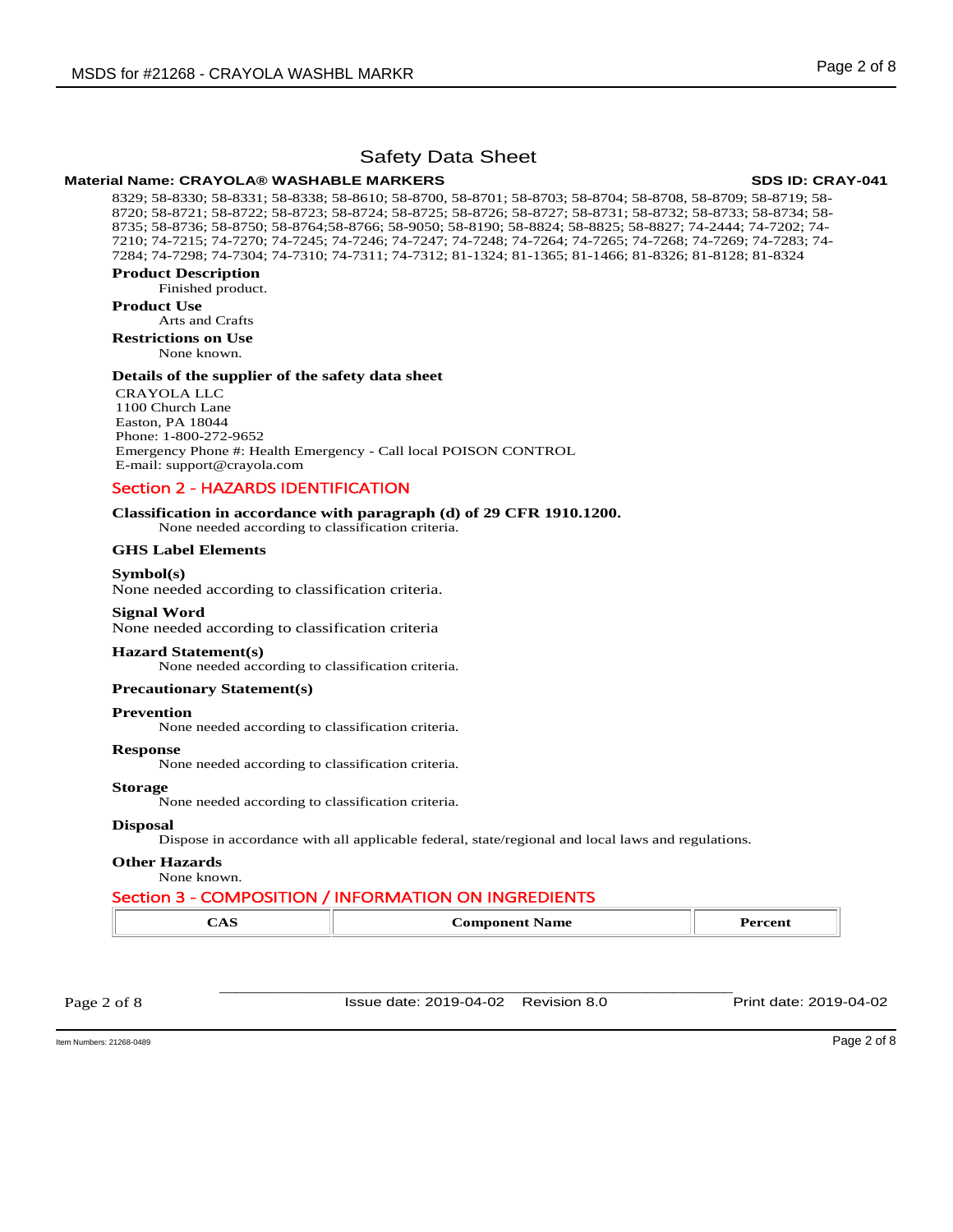# Safety Data Sheet

**Material Name: CRAYOLA® WASHABLE MARKERS** **SDS ID: CRAY-041**

8329; 58-8330; 58-8331; 58-8338; 58-8610; 58-8700, 58-8701; 58-8703; 58-8704; 58-8708, 58-8709; 58-8719; 58-8720; 58-8721; 58-8722; 58-8723; 58-8724; 58-8725; 58-8726; 58-8727; 58-8731; 58-8732; 58-8733; 58-8734; 58-8735; 58-8736; 58-8750; 58-8764;58-8766; 58-9050; 58-8190; 58-8824; 58-8825; 58-8827; 74-2444; 74-7202; 74-7210; 74-7215; 74-7270; 74-7245; 74-7246; 74-7247; 74-7248; 74-7264; 74-7265; 74-7268; 74-7269; 74-7283; 74-7284; 74-7298; 74-7304; 74-7310; 74-7311; 74-7312; 81-1324; 81-1365; 81-1466; 81-8326; 81-8128; 81-8324

**Product Description**

Finished product.

**Product Use**

Arts and Crafts

**Restrictions on Use**

None known.

**Details of the supplier of the safety data sheet**

CRAYOLA LLC
1100 Church Lane
Easton, PA 18044
Phone: 1-800-272-9652
Emergency Phone #: Health Emergency - Call local POISON CONTROL
E-mail: support@crayola.com

## Section 2 - HAZARDS IDENTIFICATION

**Classification in accordance with paragraph (d) of 29 CFR 1910.1200.**

None needed according to classification criteria.

**GHS Label Elements**

**Symbol(s)**

None needed according to classification criteria.

**Signal Word**

None needed according to classification criteria

**Hazard Statement(s)**

None needed according to classification criteria.

**Precautionary Statement(s)**

**Prevention**

None needed according to classification criteria.

**Response**

None needed according to classification criteria.

**Storage**

None needed according to classification criteria.

**Disposal**

Dispose in accordance with all applicable federal, state/regional and local laws and regulations.

**Other Hazards**

None known.

## Section 3 - COMPOSITION / INFORMATION ON INGREDIENTS

| CAS | Component Name | Percent |
|---|---|---|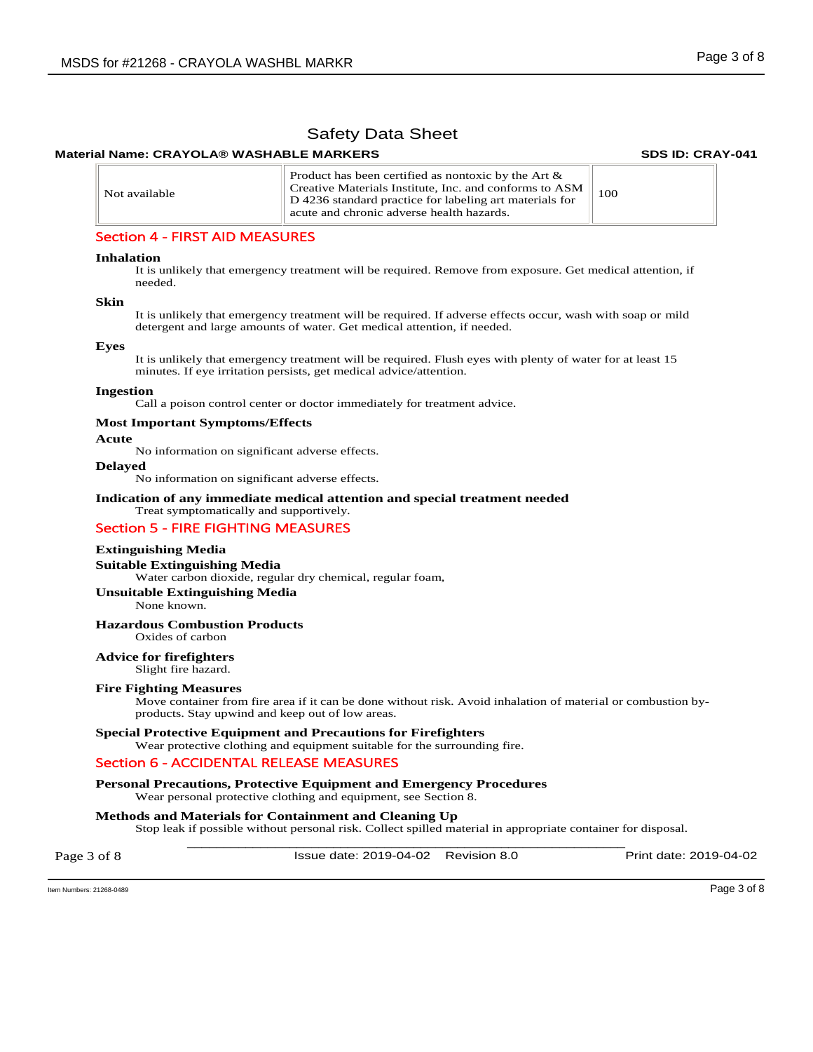# Safety Data Sheet

**Material Name: CRAYOLA® WASHABLE MARKERS** **SDS ID: CRAY-041**

| Not available | Product has been certified as nontoxic by the Art & Creative Materials Institute, Inc. and conforms to ASM D 4236 standard practice for labeling art materials for acute and chronic adverse health hazards. | 100 |
|---|---|---|

## Section 4 - FIRST AID MEASURES

**Inhalation**

It is unlikely that emergency treatment will be required. Remove from exposure. Get medical attention, if needed.

**Skin**

It is unlikely that emergency treatment will be required. If adverse effects occur, wash with soap or mild detergent and large amounts of water. Get medical attention, if needed.

**Eyes**

It is unlikely that emergency treatment will be required. Flush eyes with plenty of water for at least 15 minutes. If eye irritation persists, get medical advice/attention.

**Ingestion**

Call a poison control center or doctor immediately for treatment advice.

**Most Important Symptoms/Effects**

**Acute**

No information on significant adverse effects.

**Delayed**

No information on significant adverse effects.

**Indication of any immediate medical attention and special treatment needed**

Treat symptomatically and supportively.

## Section 5 - FIRE FIGHTING MEASURES

**Extinguishing Media**

**Suitable Extinguishing Media**

Water carbon dioxide, regular dry chemical, regular foam,

**Unsuitable Extinguishing Media**

None known.

**Hazardous Combustion Products**

Oxides of carbon

**Advice for firefighters**

Slight fire hazard.

**Fire Fighting Measures**

Move container from fire area if it can be done without risk. Avoid inhalation of material or combustion by-products. Stay upwind and keep out of low areas.

**Special Protective Equipment and Precautions for Firefighters**

Wear protective clothing and equipment suitable for the surrounding fire.

## Section 6 - ACCIDENTAL RELEASE MEASURES

**Personal Precautions, Protective Equipment and Emergency Procedures**

Wear personal protective clothing and equipment, see Section 8.

**Methods and Materials for Containment and Cleaning Up**

Stop leak if possible without personal risk. Collect spilled material in appropriate container for disposal.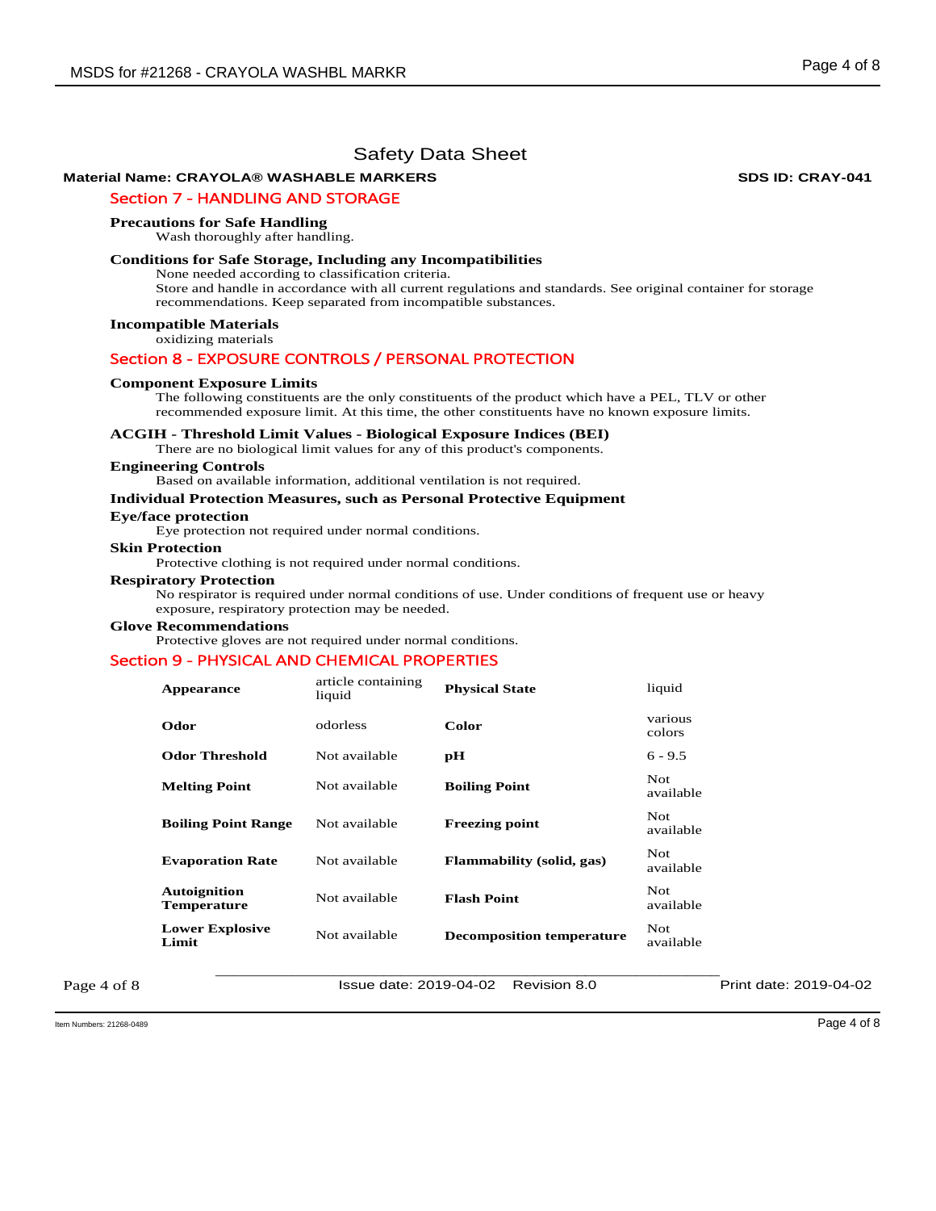# Safety Data Sheet

**Material Name: CRAYOLA® WASHABLE MARKERS** **SDS ID: CRAY-041**

## Section 7 - HANDLING AND STORAGE

### Precautions for Safe Handling

Wash thoroughly after handling.

### Conditions for Safe Storage, Including any Incompatibilities

None needed according to classification criteria.

Store and handle in accordance with all current regulations and standards. See original container for storage recommendations. Keep separated from incompatible substances.

### Incompatible Materials

oxidizing materials

## Section 8 - EXPOSURE CONTROLS / PERSONAL PROTECTION

### Component Exposure Limits

The following constituents are the only constituents of the product which have a PEL, TLV or other recommended exposure limit. At this time, the other constituents have no known exposure limits.

### ACGIH - Threshold Limit Values - Biological Exposure Indices (BEI)

There are no biological limit values for any of this product's components.

### Engineering Controls

Based on available information, additional ventilation is not required.

### Individual Protection Measures, such as Personal Protective Equipment

### Eye/face protection

Eye protection not required under normal conditions.

### Skin Protection

Protective clothing is not required under normal conditions.

### Respiratory Protection

No respirator is required under normal conditions of use. Under conditions of frequent use or heavy exposure, respiratory protection may be needed.

### Glove Recommendations

Protective gloves are not required under normal conditions.

## Section 9 - PHYSICAL AND CHEMICAL PROPERTIES

| | | | |
|---|---|---|---|
| **Appearance** | article containing liquid | **Physical State** | liquid |
| **Odor** | odorless | **Color** | various colors |
| **Odor Threshold** | Not available | **pH** | 6 - 9.5 |
| **Melting Point** | Not available | **Boiling Point** | Not available |
| **Boiling Point Range** | Not available | **Freezing point** | Not available |
| **Evaporation Rate** | Not available | **Flammability (solid, gas)** | Not available |
| **Autoignition Temperature** | Not available | **Flash Point** | Not available |
| **Lower Explosive Limit** | Not available | **Decomposition temperature** | Not available |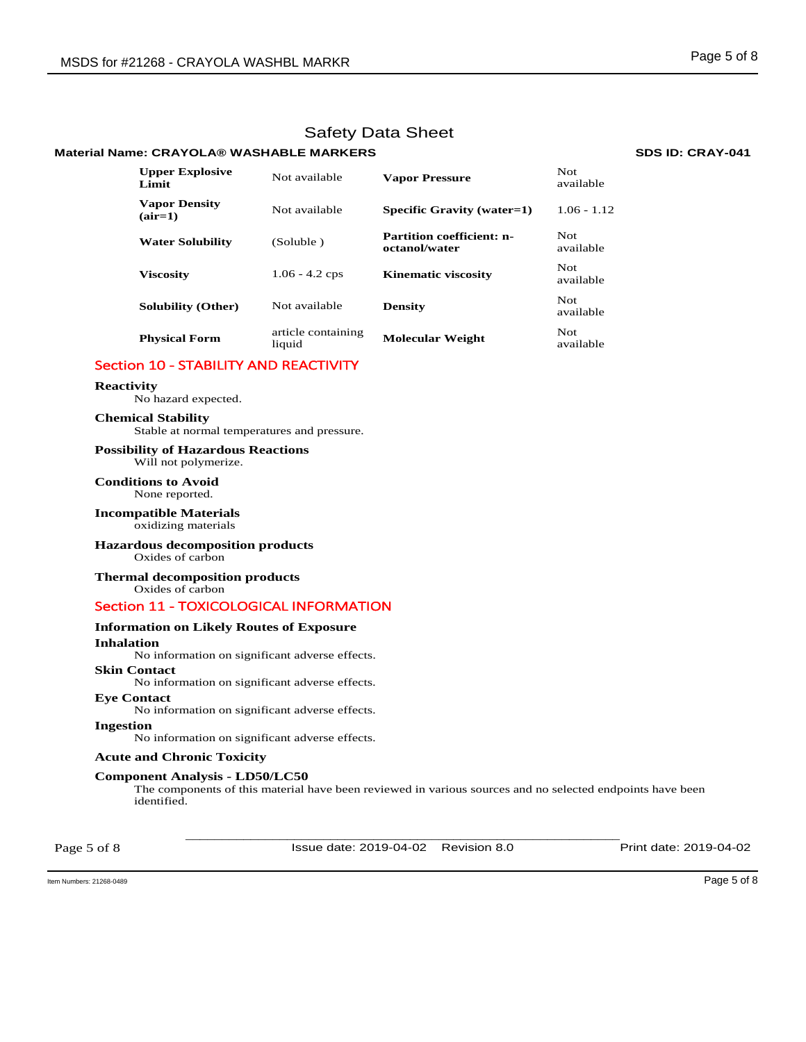Safety Data Sheet

**Material Name: CRAYOLA® WASHABLE MARKERS** **SDS ID: CRAY-041**

| | | | |
|---|---|---|---|
| **Upper Explosive Limit** | Not available | **Vapor Pressure** | Not available |
| **Vapor Density (air=1)** | Not available | **Specific Gravity (water=1)** | 1.06 - 1.12 |
| **Water Solubility** | (Soluble ) | **Partition coefficient: n-octanol/water** | Not available |
| **Viscosity** | 1.06 - 4.2 cps | **Kinematic viscosity** | Not available |
| **Solubility (Other)** | Not available | **Density** | Not available |
| **Physical Form** | article containing liquid | **Molecular Weight** | Not available |

## Section 10 - STABILITY AND REACTIVITY

**Reactivity**
No hazard expected.

**Chemical Stability**
Stable at normal temperatures and pressure.

**Possibility of Hazardous Reactions**
Will not polymerize.

**Conditions to Avoid**
None reported.

**Incompatible Materials**
oxidizing materials

**Hazardous decomposition products**
Oxides of carbon

**Thermal decomposition products**
Oxides of carbon

## Section 11 - TOXICOLOGICAL INFORMATION

**Information on Likely Routes of Exposure**

**Inhalation**
No information on significant adverse effects.

**Skin Contact**
No information on significant adverse effects.

**Eye Contact**
No information on significant adverse effects.

**Ingestion**
No information on significant adverse effects.

**Acute and Chronic Toxicity**

**Component Analysis - LD50/LC50**
The components of this material have been reviewed in various sources and no selected endpoints have been identified.

Issue date: 2019-04-02 Revision 8.0 Print date: 2019-04-02

Item Numbers: 21268-0489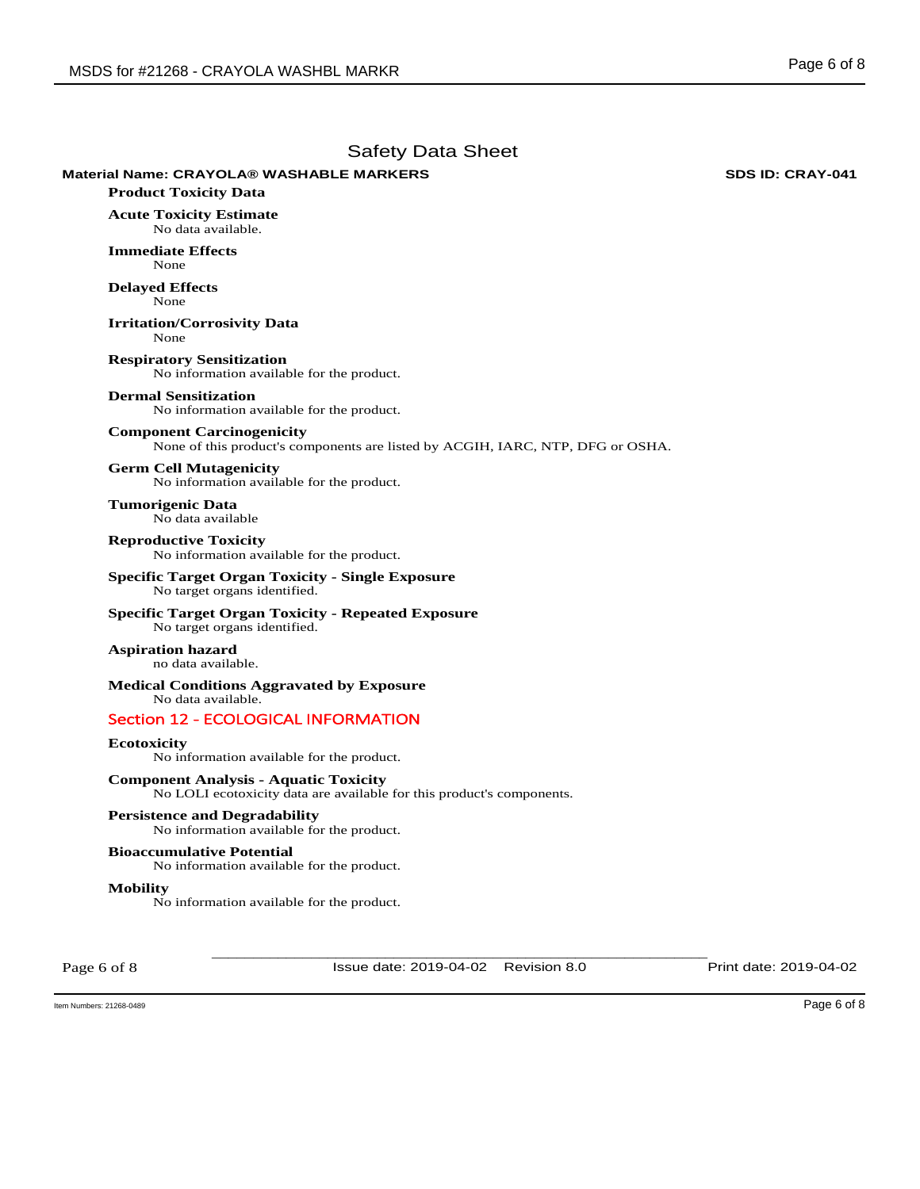# Safety Data Sheet

**Material Name: CRAYOLA® WASHABLE MARKERS** **SDS ID: CRAY-041**

### Product Toxicity Data

**Acute Toxicity Estimate**
No data available.

**Immediate Effects**
None

**Delayed Effects**
None

**Irritation/Corrosivity Data**
None

**Respiratory Sensitization**
No information available for the product.

**Dermal Sensitization**
No information available for the product.

**Component Carcinogenicity**
None of this product's components are listed by ACGIH, IARC, NTP, DFG or OSHA.

**Germ Cell Mutagenicity**
No information available for the product.

**Tumorigenic Data**
No data available

**Reproductive Toxicity**
No information available for the product.

**Specific Target Organ Toxicity - Single Exposure**
No target organs identified.

**Specific Target Organ Toxicity - Repeated Exposure**
No target organs identified.

**Aspiration hazard**
no data available.

**Medical Conditions Aggravated by Exposure**
No data available.

## Section 12 - ECOLOGICAL INFORMATION

**Ecotoxicity**
No information available for the product.

**Component Analysis - Aquatic Toxicity**
No LOLI ecotoxicity data are available for this product's components.

**Persistence and Degradability**
No information available for the product.

**Bioaccumulative Potential**
No information available for the product.

**Mobility**
No information available for the product.

Issue date: 2019-04-02 Revision 8.0 Print date: 2019-04-02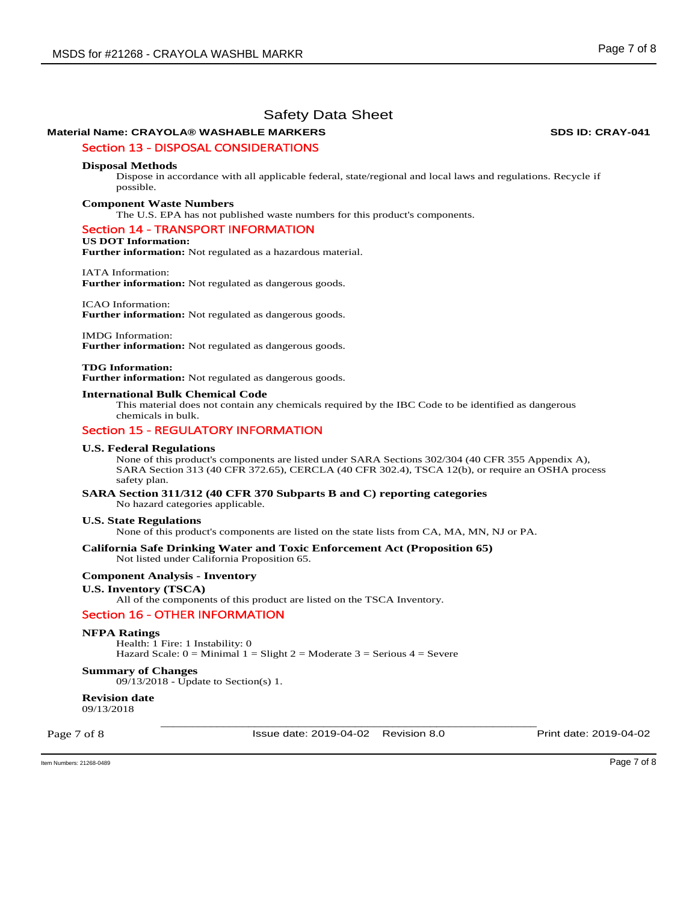# Safety Data Sheet

**Material Name: CRAYOLA® WASHABLE MARKERS** **SDS ID: CRAY-041**

## Section 13 - DISPOSAL CONSIDERATIONS

**Disposal Methods**

Dispose in accordance with all applicable federal, state/regional and local laws and regulations. Recycle if possible.

**Component Waste Numbers**

The U.S. EPA has not published waste numbers for this product's components.

## Section 14 - TRANSPORT INFORMATION

**US DOT Information:**

**Further information:** Not regulated as a hazardous material.

IATA Information:

**Further information:** Not regulated as dangerous goods.

ICAO Information:

**Further information:** Not regulated as dangerous goods.

IMDG Information:

**Further information:** Not regulated as dangerous goods.

**TDG Information:**

**Further information:** Not regulated as dangerous goods.

**International Bulk Chemical Code**

This material does not contain any chemicals required by the IBC Code to be identified as dangerous chemicals in bulk.

## Section 15 - REGULATORY INFORMATION

**U.S. Federal Regulations**

None of this product's components are listed under SARA Sections 302/304 (40 CFR 355 Appendix A), SARA Section 313 (40 CFR 372.65), CERCLA (40 CFR 302.4), TSCA 12(b), or require an OSHA process safety plan.

**SARA Section 311/312 (40 CFR 370 Subparts B and C) reporting categories**

No hazard categories applicable.

**U.S. State Regulations**

None of this product's components are listed on the state lists from CA, MA, MN, NJ or PA.

**California Safe Drinking Water and Toxic Enforcement Act (Proposition 65)**

Not listed under California Proposition 65.

**Component Analysis - Inventory**

**U.S. Inventory (TSCA)**

All of the components of this product are listed on the TSCA Inventory.

## Section 16 - OTHER INFORMATION

**NFPA Ratings**

Health: 1 Fire: 1 Instability: 0

Hazard Scale: 0 = Minimal 1 = Slight 2 = Moderate 3 = Serious 4 = Severe

**Summary of Changes**

09/13/2018 - Update to Section(s) 1.

**Revision date**

09/13/2018

Issue date: 2019-04-02 Revision 8.0 Print date: 2019-04-02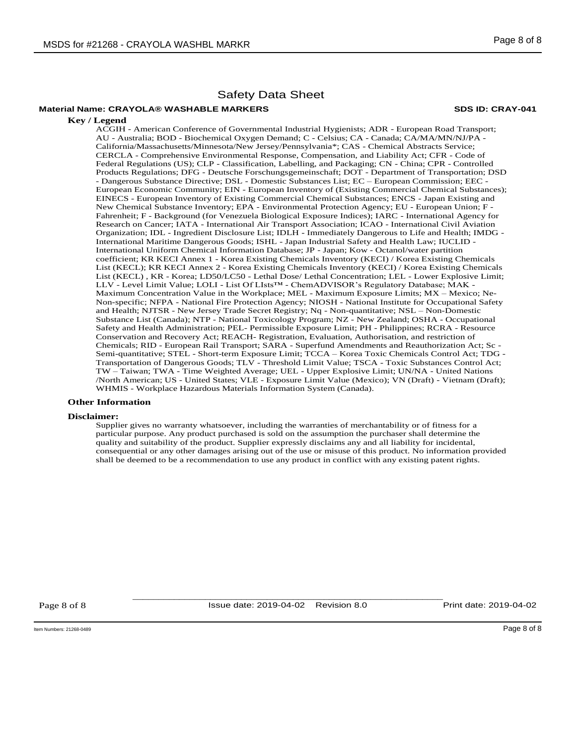# Safety Data Sheet

**Material Name: CRAYOLA® WASHABLE MARKERS** **SDS ID: CRAY-041**

### Key / Legend

ACGIH - American Conference of Governmental Industrial Hygienists; ADR - European Road Transport; AU - Australia; BOD - Biochemical Oxygen Demand; C - Celsius; CA - Canada; CA/MA/MN/NJ/PA - California/Massachusetts/Minnesota/New Jersey/Pennsylvania*; CAS - Chemical Abstracts Service; CERCLA - Comprehensive Environmental Response, Compensation, and Liability Act; CFR - Code of Federal Regulations (US); CLP - Classification, Labelling, and Packaging; CN - China; CPR - Controlled Products Regulations; DFG - Deutsche Forschungsgemeinschaft; DOT - Department of Transportation; DSD - Dangerous Substance Directive; DSL - Domestic Substances List; EC – European Commission; EEC - European Economic Community; EIN - European Inventory of (Existing Commercial Chemical Substances); EINECS - European Inventory of Existing Commercial Chemical Substances; ENCS - Japan Existing and New Chemical Substance Inventory; EPA - Environmental Protection Agency; EU - European Union; F - Fahrenheit; F - Background (for Venezuela Biological Exposure Indices); IARC - International Agency for Research on Cancer; IATA - International Air Transport Association; ICAO - International Civil Aviation Organization; IDL - Ingredient Disclosure List; IDLH - Immediately Dangerous to Life and Health; IMDG - International Maritime Dangerous Goods; ISHL - Japan Industrial Safety and Health Law; IUCLID - International Uniform Chemical Information Database; JP - Japan; Kow - Octanol/water partition coefficient; KR KECI Annex 1 - Korea Existing Chemicals Inventory (KECI) / Korea Existing Chemicals List (KECL); KR KECI Annex 2 - Korea Existing Chemicals Inventory (KECI) / Korea Existing Chemicals List (KECL) , KR - Korea; LD50/LC50 - Lethal Dose/ Lethal Concentration; LEL - Lower Explosive Limit; LLV - Level Limit Value; LOLI - List Of LIsts™ - ChemADVISOR's Regulatory Database; MAK - Maximum Concentration Value in the Workplace; MEL - Maximum Exposure Limits; MX – Mexico; Ne- Non-specific; NFPA - National Fire Protection Agency; NIOSH - National Institute for Occupational Safety and Health; NJTSR - New Jersey Trade Secret Registry; Nq - Non-quantitative; NSL – Non-Domestic Substance List (Canada); NTP - National Toxicology Program; NZ - New Zealand; OSHA - Occupational Safety and Health Administration; PEL- Permissible Exposure Limit; PH - Philippines; RCRA - Resource Conservation and Recovery Act; REACH- Registration, Evaluation, Authorisation, and restriction of Chemicals; RID - European Rail Transport; SARA - Superfund Amendments and Reauthorization Act; Sc - Semi-quantitative; STEL - Short-term Exposure Limit; TCCA – Korea Toxic Chemicals Control Act; TDG - Transportation of Dangerous Goods; TLV - Threshold Limit Value; TSCA - Toxic Substances Control Act; TW – Taiwan; TWA - Time Weighted Average; UEL - Upper Explosive Limit; UN/NA - United Nations /North American; US - United States; VLE - Exposure Limit Value (Mexico); VN (Draft) - Vietnam (Draft); WHMIS - Workplace Hazardous Materials Information System (Canada).

### Other Information

**Disclaimer:**

Supplier gives no warranty whatsoever, including the warranties of merchantability or of fitness for a particular purpose. Any product purchased is sold on the assumption the purchaser shall determine the quality and suitability of the product. Supplier expressly disclaims any and all liability for incidental, consequential or any other damages arising out of the use or misuse of this product. No information provided shall be deemed to be a recommendation to use any product in conflict with any existing patent rights.

Issue date: 2019-04-02 Revision 8.0 Print date: 2019-04-02

Item Numbers: 21268-0489